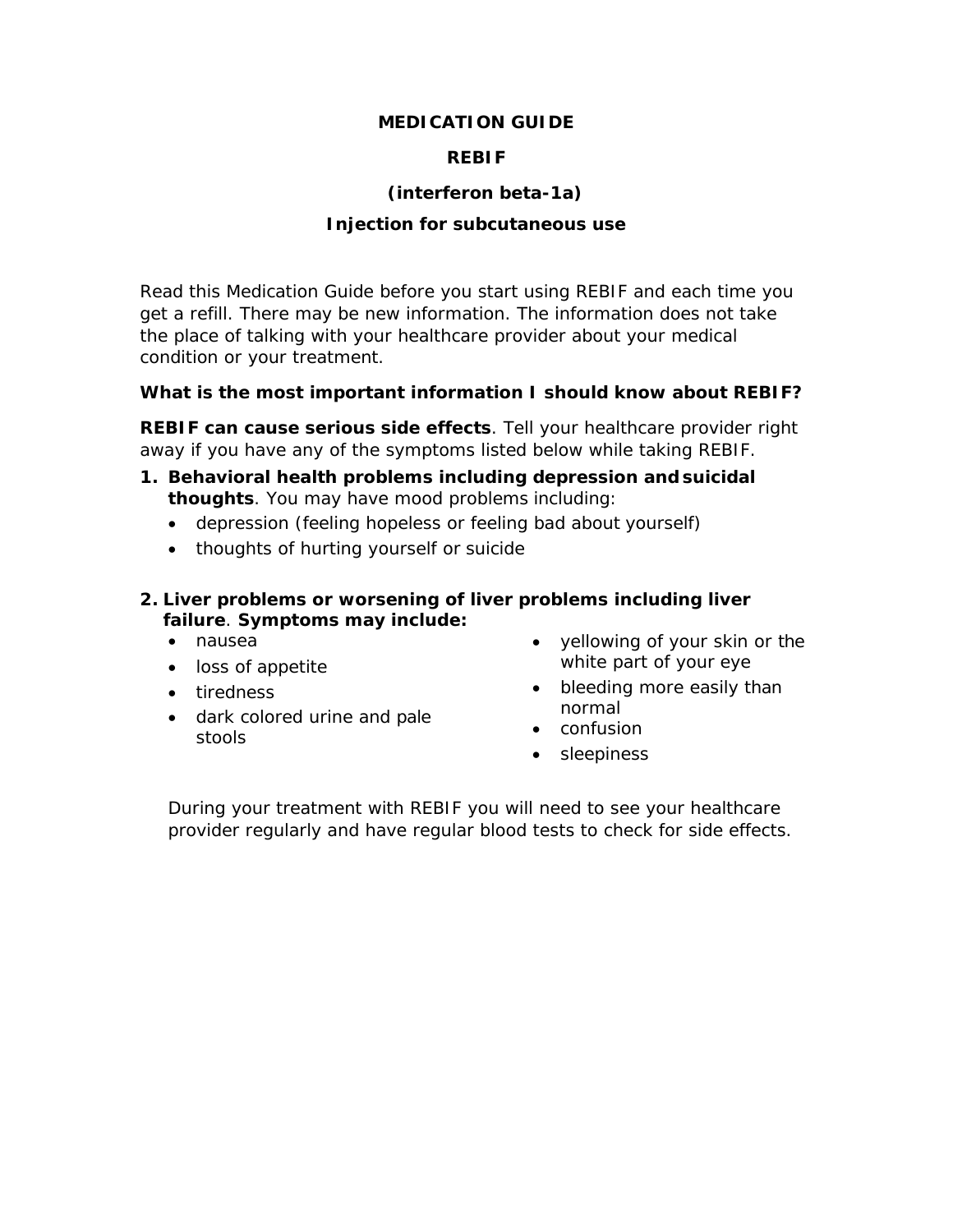# MEDICATION GUIDE

# REBIF

## (interferon beta-1a)

## Injection for subcutaneous use

Read this Medication Guide before you start using REBIF and each time you get a refill. There may be new information. The information does not take the place of talking with your healthcare provider about your medical condition or your treatment.

**What is the most important information I should know about REBIF?**

**REBIF can cause serious side effects**. Tell your healthcare provider right away if you have any of the symptoms listed below while taking REBIF.

1. **Behavioral health problems including depression and suicidal thoughts**. You may have mood problems including:
   - depression (feeling hopeless or feeling bad about yourself)
   - thoughts of hurting yourself or suicide

2. **Liver problems or worsening of liver problems including liver failure**. **Symptoms may include:**
   - nausea
   - loss of appetite
   - tiredness
   - dark colored urine and pale stools
   - yellowing of your skin or the white part of your eye
   - bleeding more easily than normal
   - confusion
   - sleepiness

   During your treatment with REBIF you will need to see your healthcare provider regularly and have regular blood tests to check for side effects.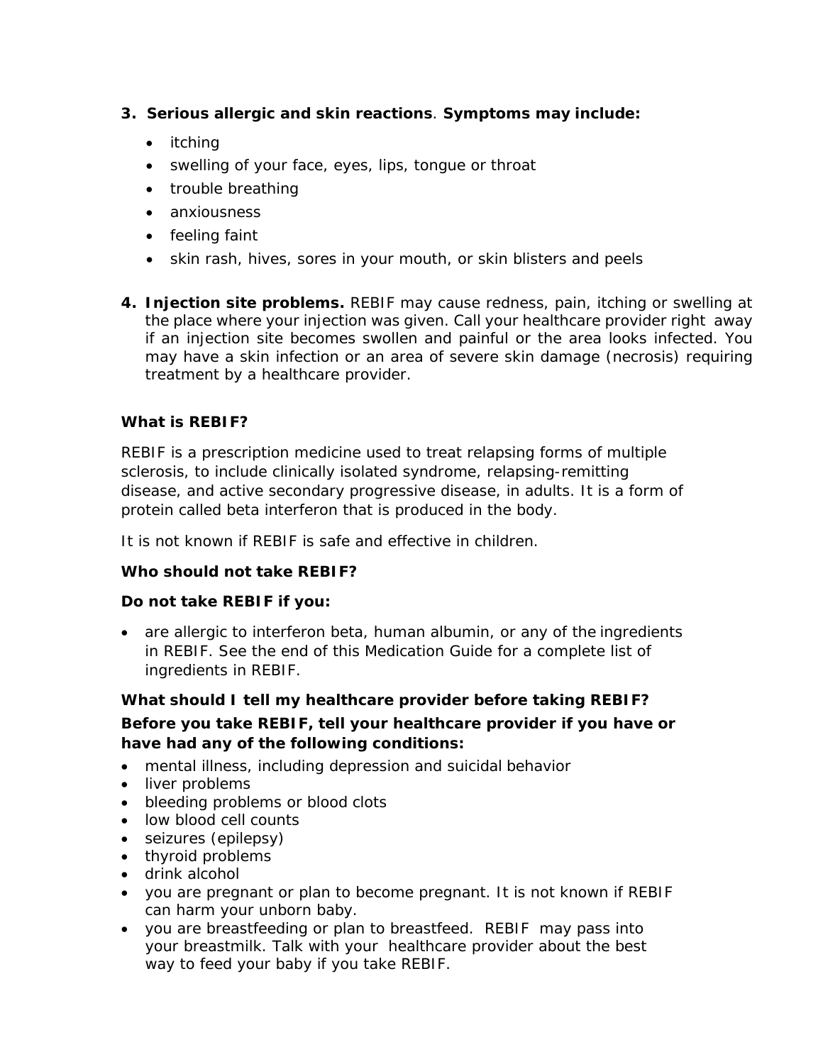3. **Serious allergic and skin reactions**. **Symptoms may include:**
    - itching
    - swelling of your face, eyes, lips, tongue or throat
    - trouble breathing
    - anxiousness
    - feeling faint
    - skin rash, hives, sores in your mouth, or skin blisters and peels

4. **Injection site problems.** REBIF may cause redness, pain, itching or swelling at the place where your injection was given. Call your healthcare provider right away if an injection site becomes swollen and painful or the area looks infected. You may have a skin infection or an area of severe skin damage (necrosis) requiring treatment by a healthcare provider.

**What is REBIF?**

REBIF is a prescription medicine used to treat relapsing forms of multiple sclerosis, to include clinically isolated syndrome, relapsing-remitting disease, and active secondary progressive disease, in adults. It is a form of protein called beta interferon that is produced in the body.

It is not known if REBIF is safe and effective in children.

**Who should not take REBIF?**

**Do not take REBIF if you:**

- are allergic to interferon beta, human albumin, or any of the ingredients in REBIF. See the end of this Medication Guide for a complete list of ingredients in REBIF.

**What should I tell my healthcare provider before taking REBIF?**

**Before you take REBIF, tell your healthcare provider if you have or have had any of the following conditions:**

- mental illness, including depression and suicidal behavior
- liver problems
- bleeding problems or blood clots
- low blood cell counts
- seizures (epilepsy)
- thyroid problems
- drink alcohol
- you are pregnant or plan to become pregnant. It is not known if REBIF can harm your unborn baby.
- you are breastfeeding or plan to breastfeed. REBIF may pass into your breastmilk. Talk with your healthcare provider about the best way to feed your baby if you take REBIF.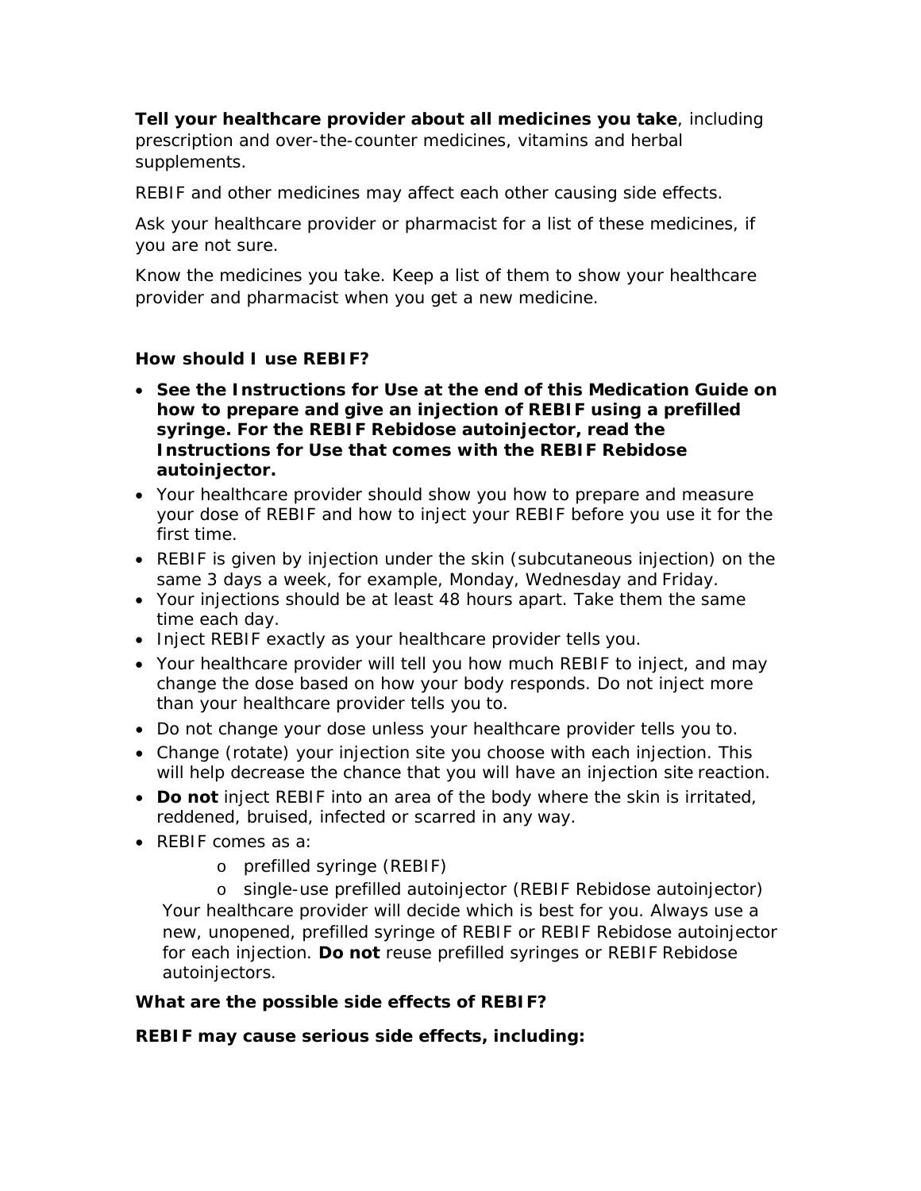**Tell your healthcare provider about all medicines you take**, including prescription and over-the-counter medicines, vitamins and herbal supplements.

REBIF and other medicines may affect each other causing side effects.

Ask your healthcare provider or pharmacist for a list of these medicines, if you are not sure.

Know the medicines you take. Keep a list of them to show your healthcare provider and pharmacist when you get a new medicine.

**How should I use REBIF?**

- **See the Instructions for Use at the end of this Medication Guide on how to prepare and give an injection of REBIF using a prefilled syringe. For the REBIF Rebidose autoinjector, read the Instructions for Use that comes with the REBIF Rebidose autoinjector.**
- Your healthcare provider should show you how to prepare and measure your dose of REBIF and how to inject your REBIF before you use it for the first time.
- REBIF is given by injection under the skin (subcutaneous injection) on the same 3 days a week, for example, Monday, Wednesday and Friday.
- Your injections should be at least 48 hours apart. Take them the same time each day.
- Inject REBIF exactly as your healthcare provider tells you.
- Your healthcare provider will tell you how much REBIF to inject, and may change the dose based on how your body responds. Do not inject more than your healthcare provider tells you to.
- Do not change your dose unless your healthcare provider tells you to.
- Change (rotate) your injection site you choose with each injection. This will help decrease the chance that you will have an injection site reaction.
- **Do not** inject REBIF into an area of the body where the skin is irritated, reddened, bruised, infected or scarred in any way.
- REBIF comes as a:
  - prefilled syringe (REBIF)
  - single-use prefilled autoinjector (REBIF Rebidose autoinjector)

  Your healthcare provider will decide which is best for you. Always use a new, unopened, prefilled syringe of REBIF or REBIF Rebidose autoinjector for each injection. **Do not** reuse prefilled syringes or REBIF Rebidose autoinjectors.

**What are the possible side effects of REBIF?**

**REBIF may cause serious side effects, including:**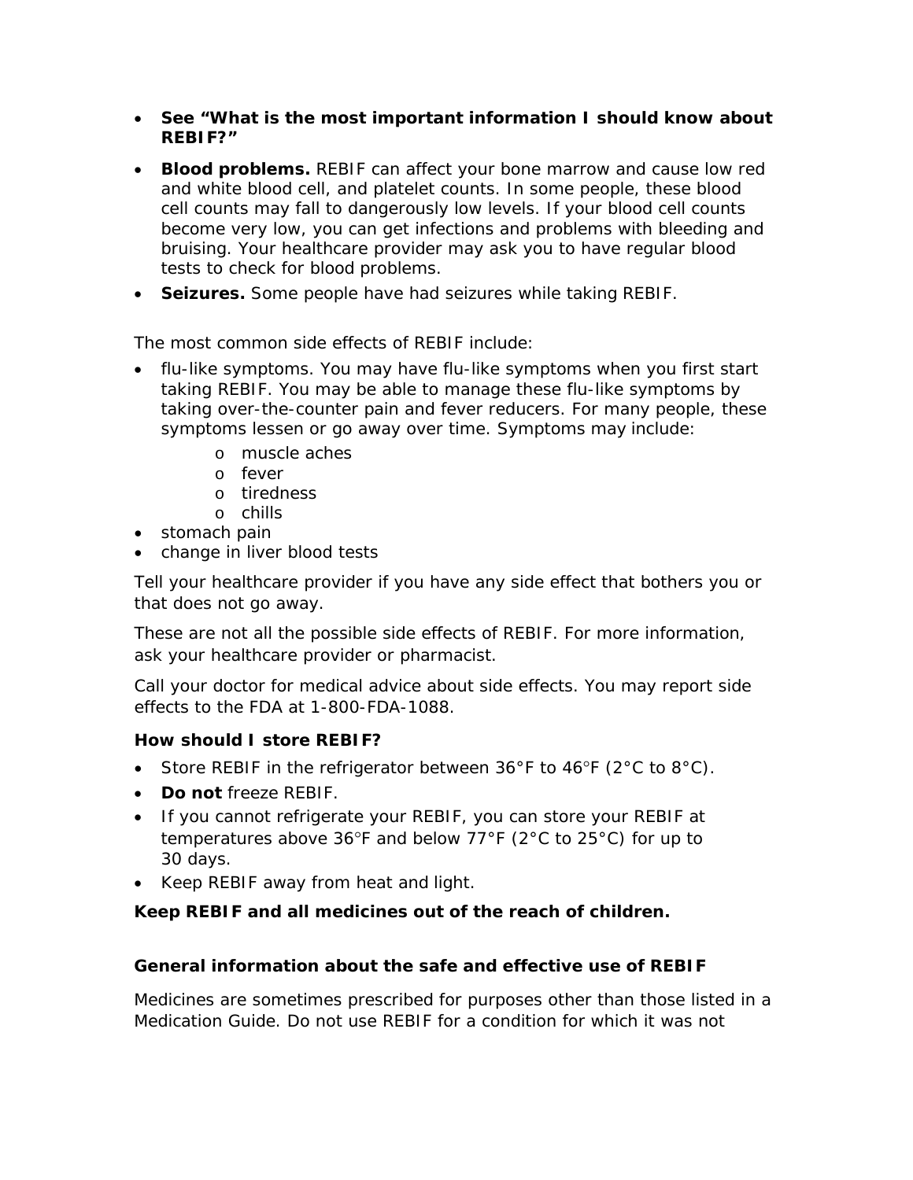- **See "What is the most important information I should know about REBIF?"**
- **Blood problems.** REBIF can affect your bone marrow and cause low red and white blood cell, and platelet counts. In some people, these blood cell counts may fall to dangerously low levels. If your blood cell counts become very low, you can get infections and problems with bleeding and bruising. Your healthcare provider may ask you to have regular blood tests to check for blood problems.
- **Seizures.** Some people have had seizures while taking REBIF.

The most common side effects of REBIF include:

- flu-like symptoms. You may have flu-like symptoms when you first start taking REBIF. You may be able to manage these flu-like symptoms by taking over-the-counter pain and fever reducers. For many people, these symptoms lessen or go away over time. Symptoms may include:
  - muscle aches
  - fever
  - tiredness
  - chills
- stomach pain
- change in liver blood tests

Tell your healthcare provider if you have any side effect that bothers you or that does not go away.

These are not all the possible side effects of REBIF. For more information, ask your healthcare provider or pharmacist.

Call your doctor for medical advice about side effects. You may report side effects to the FDA at 1-800-FDA-1088.

**How should I store REBIF?**

- Store REBIF in the refrigerator between 36°F to 46°F (2°C to 8°C).
- **Do not** freeze REBIF.
- If you cannot refrigerate your REBIF, you can store your REBIF at temperatures above 36°F and below 77°F (2°C to 25°C) for up to 30 days.
- Keep REBIF away from heat and light.

**Keep REBIF and all medicines out of the reach of children.**

**General information about the safe and effective use of REBIF**

Medicines are sometimes prescribed for purposes other than those listed in a Medication Guide. Do not use REBIF for a condition for which it was not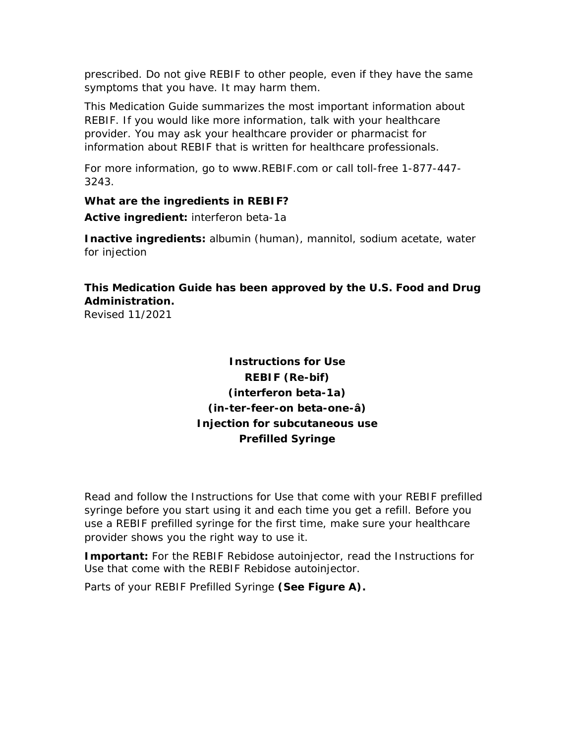prescribed. Do not give REBIF to other people, even if they have the same symptoms that you have. It may harm them.

This Medication Guide summarizes the most important information about REBIF. If you would like more information, talk with your healthcare provider. You may ask your healthcare provider or pharmacist for information about REBIF that is written for healthcare professionals.

For more information, go to www.REBIF.com or call toll-free 1-877-447-3243.

**What are the ingredients in REBIF?**

**Active ingredient:** interferon beta-1a

**Inactive ingredients:** albumin (human), mannitol, sodium acetate, water for injection

**This Medication Guide has been approved by the U.S. Food and Drug Administration.**
Revised 11/2021

## Instructions for Use
## REBIF (Re-bif)
## (interferon beta-1a)
## (in-ter-feer-on beta-one-â)
## Injection for subcutaneous use
## Prefilled Syringe

Read and follow the Instructions for Use that come with your REBIF prefilled syringe before you start using it and each time you get a refill. Before you use a REBIF prefilled syringe for the first time, make sure your healthcare provider shows you the right way to use it.

**Important:** For the REBIF Rebidose autoinjector, read the Instructions for Use that come with the REBIF Rebidose autoinjector.

Parts of your REBIF Prefilled Syringe **(See Figure A).**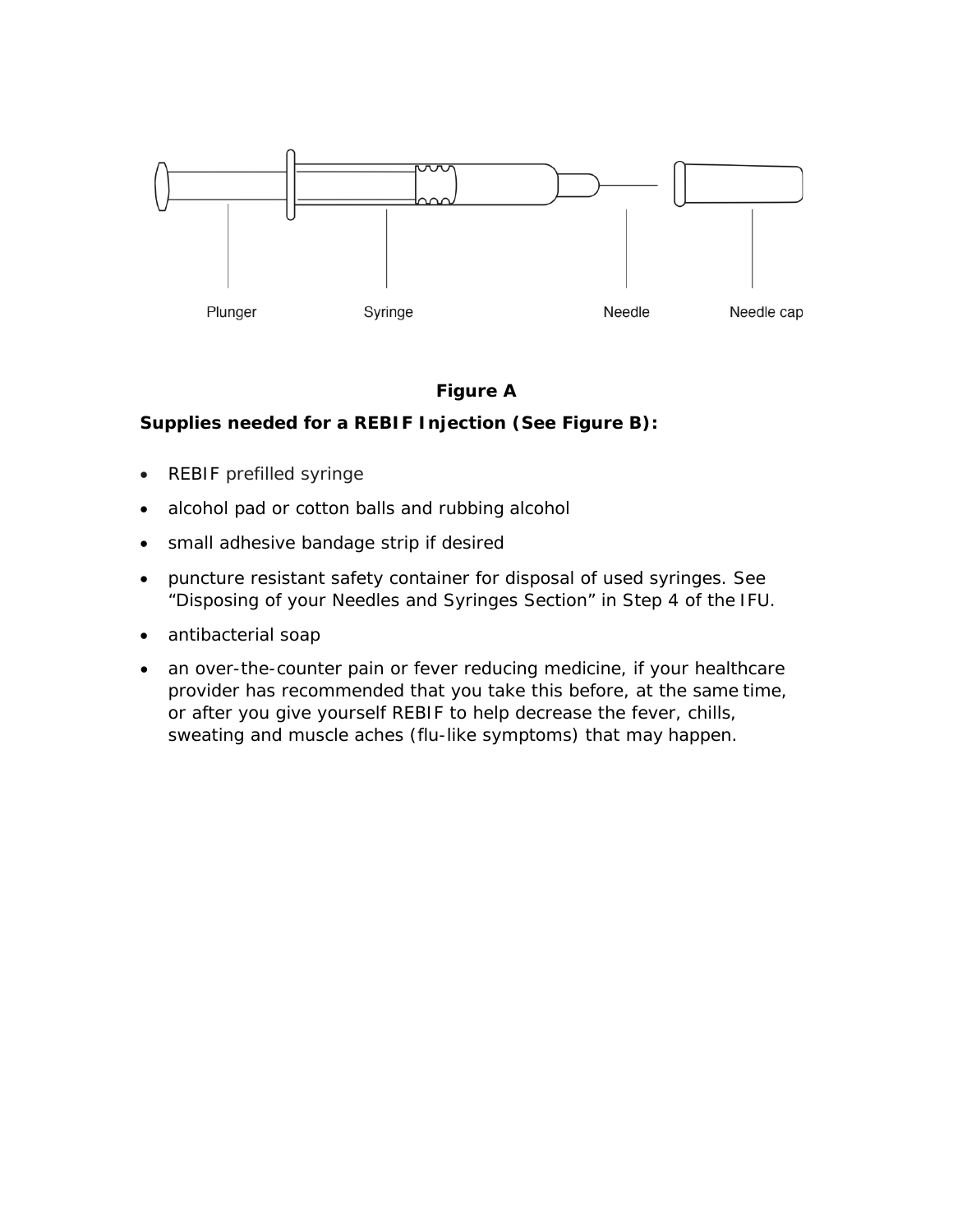Plunger Syringe Needle Needle cap

**Figure A**

**Supplies needed for a REBIF Injection (See Figure B):**

- REBIF prefilled syringe
- alcohol pad or cotton balls and rubbing alcohol
- small adhesive bandage strip if desired
- puncture resistant safety container for disposal of used syringes. See "Disposing of your Needles and Syringes Section" in Step 4 of the IFU.
- antibacterial soap
- an over-the-counter pain or fever reducing medicine, if your healthcare provider has recommended that you take this before, at the same time, or after you give yourself REBIF to help decrease the fever, chills, sweating and muscle aches (flu-like symptoms) that may happen.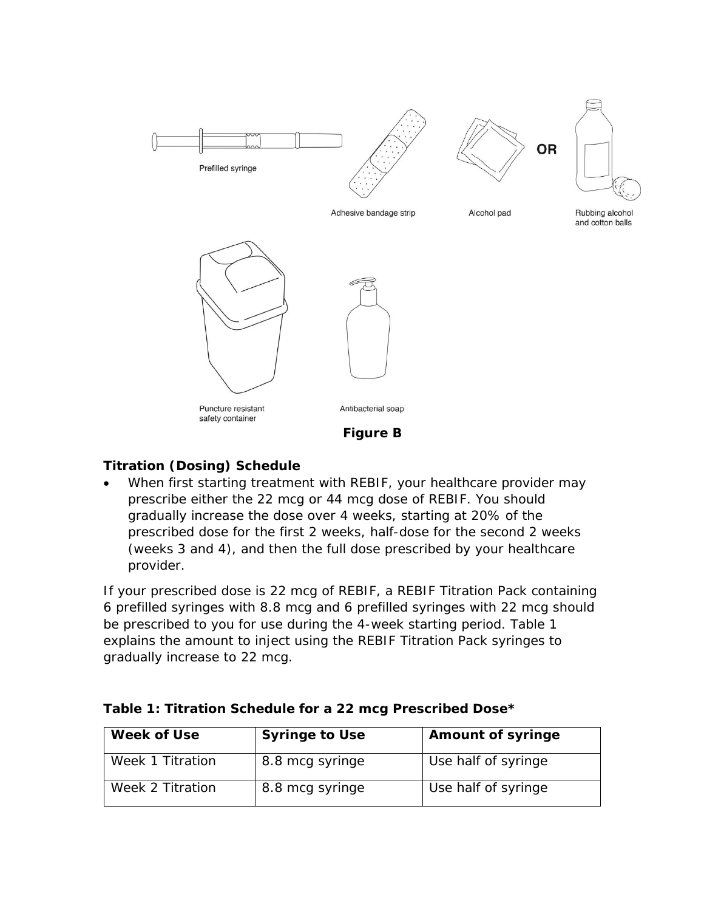Prefilled syringe

Adhesive bandage strip

Alcohol pad

OR

Rubbing alcohol and cotton balls

Puncture resistant safety container

Antibacterial soap

**Figure B**

**Titration (Dosing) Schedule**

- When first starting treatment with REBIF, your healthcare provider may prescribe either the 22 mcg or 44 mcg dose of REBIF. You should gradually increase the dose over 4 weeks, starting at 20% of the prescribed dose for the first 2 weeks, half-dose for the second 2 weeks (weeks 3 and 4), and then the full dose prescribed by your healthcare provider.

If your prescribed dose is 22 mcg of REBIF, a REBIF Titration Pack containing 6 prefilled syringes with 8.8 mcg and 6 prefilled syringes with 22 mcg should be prescribed to you for use during the 4-week starting period. Table 1 explains the amount to inject using the REBIF Titration Pack syringes to gradually increase to 22 mcg.

**Table 1: Titration Schedule for a 22 mcg Prescribed Dose***

| Week of Use | Syringe to Use | Amount of syringe |
|---|---|---|
| Week 1 Titration | 8.8 mcg syringe | Use half of syringe |
| Week 2 Titration | 8.8 mcg syringe | Use half of syringe |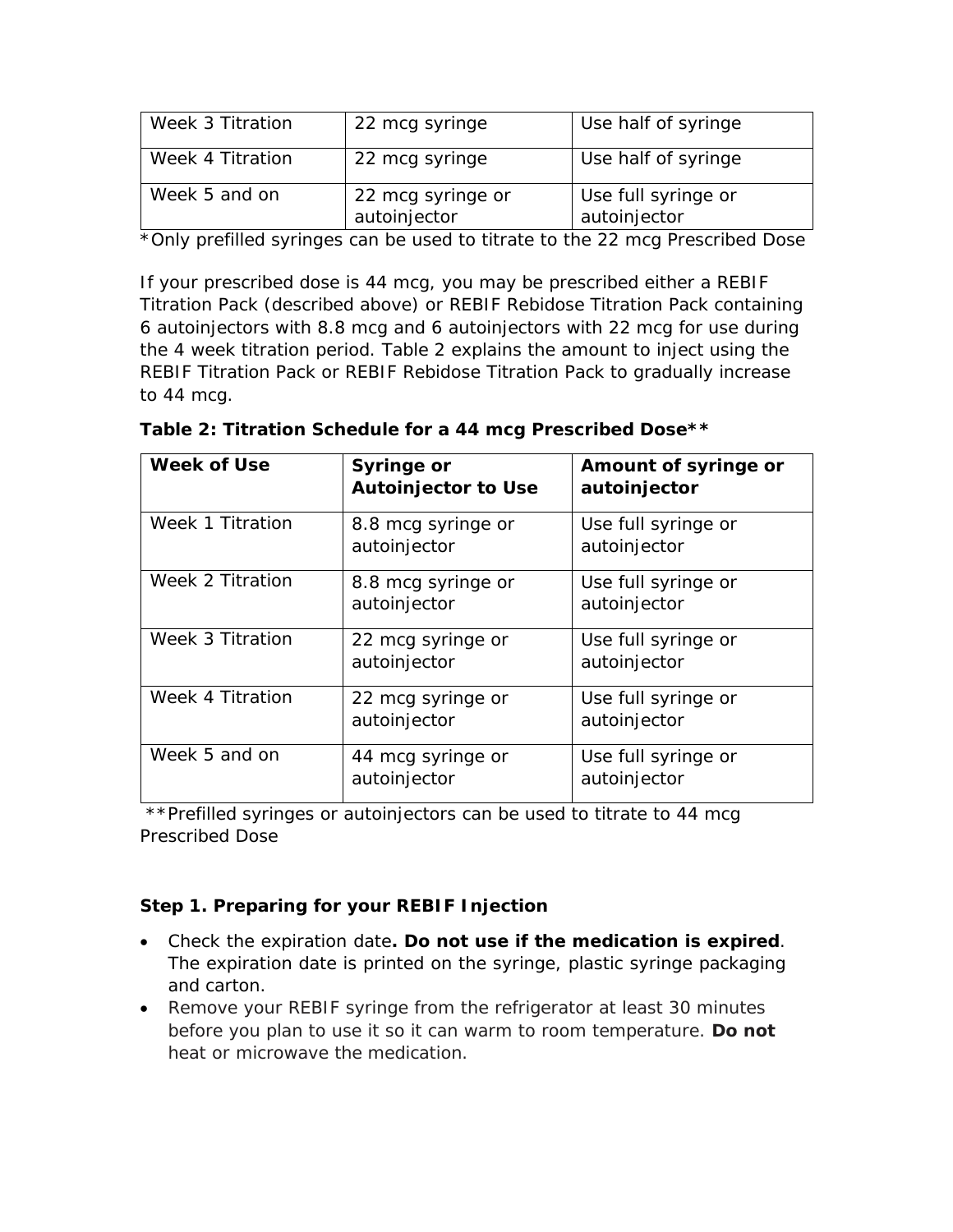| Week 3 Titration | 22 mcg syringe | Use half of syringe |
|---|---|---|
| Week 4 Titration | 22 mcg syringe | Use half of syringe |
| Week 5 and on | 22 mcg syringe or autoinjector | Use full syringe or autoinjector |

*Only prefilled syringes can be used to titrate to the 22 mcg Prescribed Dose

If your prescribed dose is 44 mcg, you may be prescribed either a REBIF Titration Pack (described above) or REBIF Rebidose Titration Pack containing 6 autoinjectors with 8.8 mcg and 6 autoinjectors with 22 mcg for use during the 4 week titration period. Table 2 explains the amount to inject using the REBIF Titration Pack or REBIF Rebidose Titration Pack to gradually increase to 44 mcg.

**Table 2: Titration Schedule for a 44 mcg Prescribed Dose****

| Week of Use | Syringe or Autoinjector to Use | Amount of syringe or autoinjector |
|---|---|---|
| Week 1 Titration | 8.8 mcg syringe or autoinjector | Use full syringe or autoinjector |
| Week 2 Titration | 8.8 mcg syringe or autoinjector | Use full syringe or autoinjector |
| Week 3 Titration | 22 mcg syringe or autoinjector | Use full syringe or autoinjector |
| Week 4 Titration | 22 mcg syringe or autoinjector | Use full syringe or autoinjector |
| Week 5 and on | 44 mcg syringe or autoinjector | Use full syringe or autoinjector |

**Prefilled syringes or autoinjectors can be used to titrate to 44 mcg Prescribed Dose

**Step 1. Preparing for your REBIF Injection**

- Check the expiration date**. Do not use if the medication is expired**. The expiration date is printed on the syringe, plastic syringe packaging and carton.
- Remove your REBIF syringe from the refrigerator at least 30 minutes before you plan to use it so it can warm to room temperature. **Do not** heat or microwave the medication.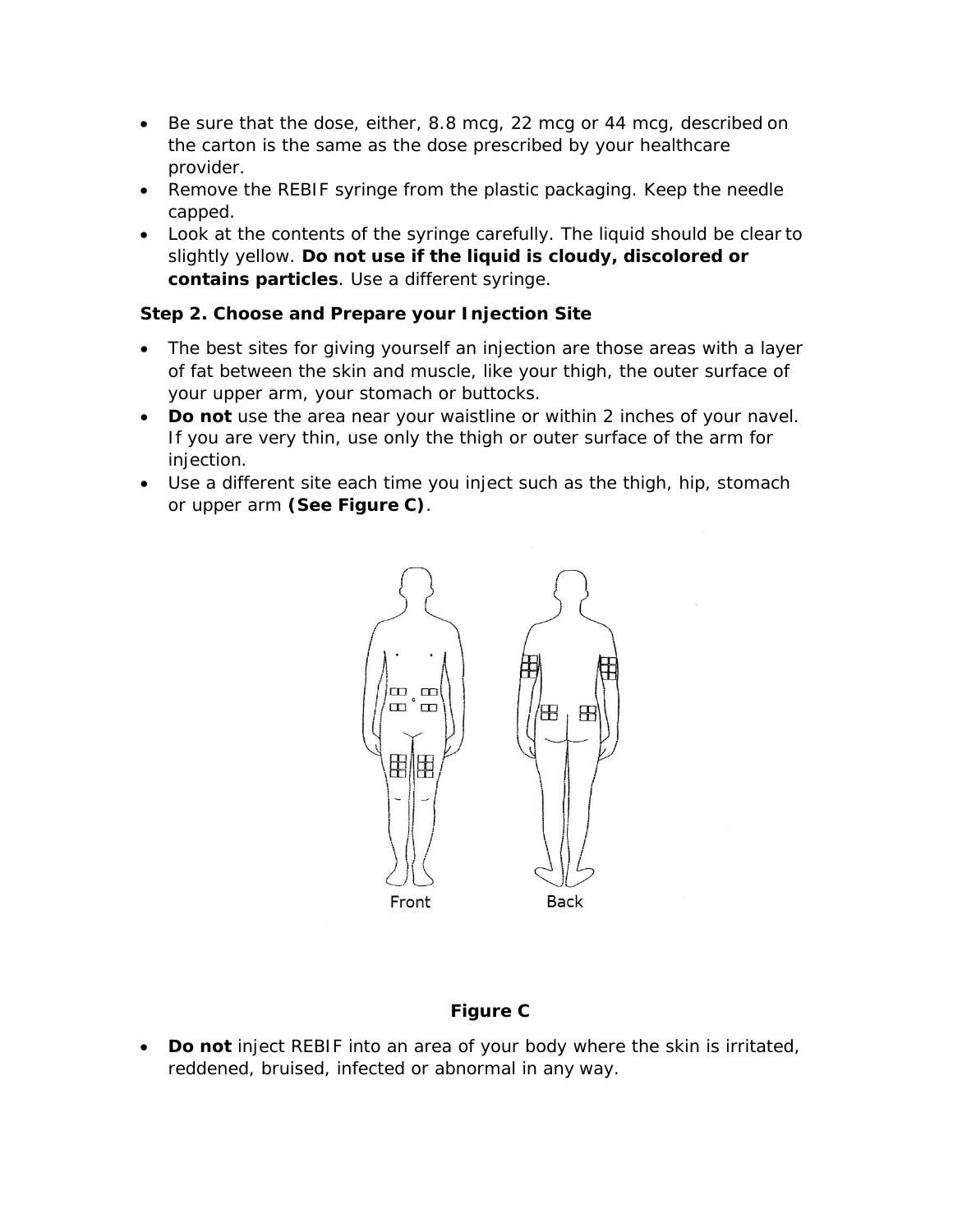- Be sure that the dose, either, 8.8 mcg, 22 mcg or 44 mcg, described on the carton is the same as the dose prescribed by your healthcare provider.
- Remove the REBIF syringe from the plastic packaging. Keep the needle capped.
- Look at the contents of the syringe carefully. The liquid should be clear to slightly yellow. **Do not use if the liquid is cloudy, discolored or contains particles**. Use a different syringe.

**Step 2. Choose and Prepare your Injection Site**

- The best sites for giving yourself an injection are those areas with a layer of fat between the skin and muscle, like your thigh, the outer surface of your upper arm, your stomach or buttocks.
- **Do not** use the area near your waistline or within 2 inches of your navel. If you are very thin, use only the thigh or outer surface of the arm for injection.
- Use a different site each time you inject such as the thigh, hip, stomach or upper arm **(See Figure C)**.

Front Back

**Figure C**

- **Do not** inject REBIF into an area of your body where the skin is irritated, reddened, bruised, infected or abnormal in any way.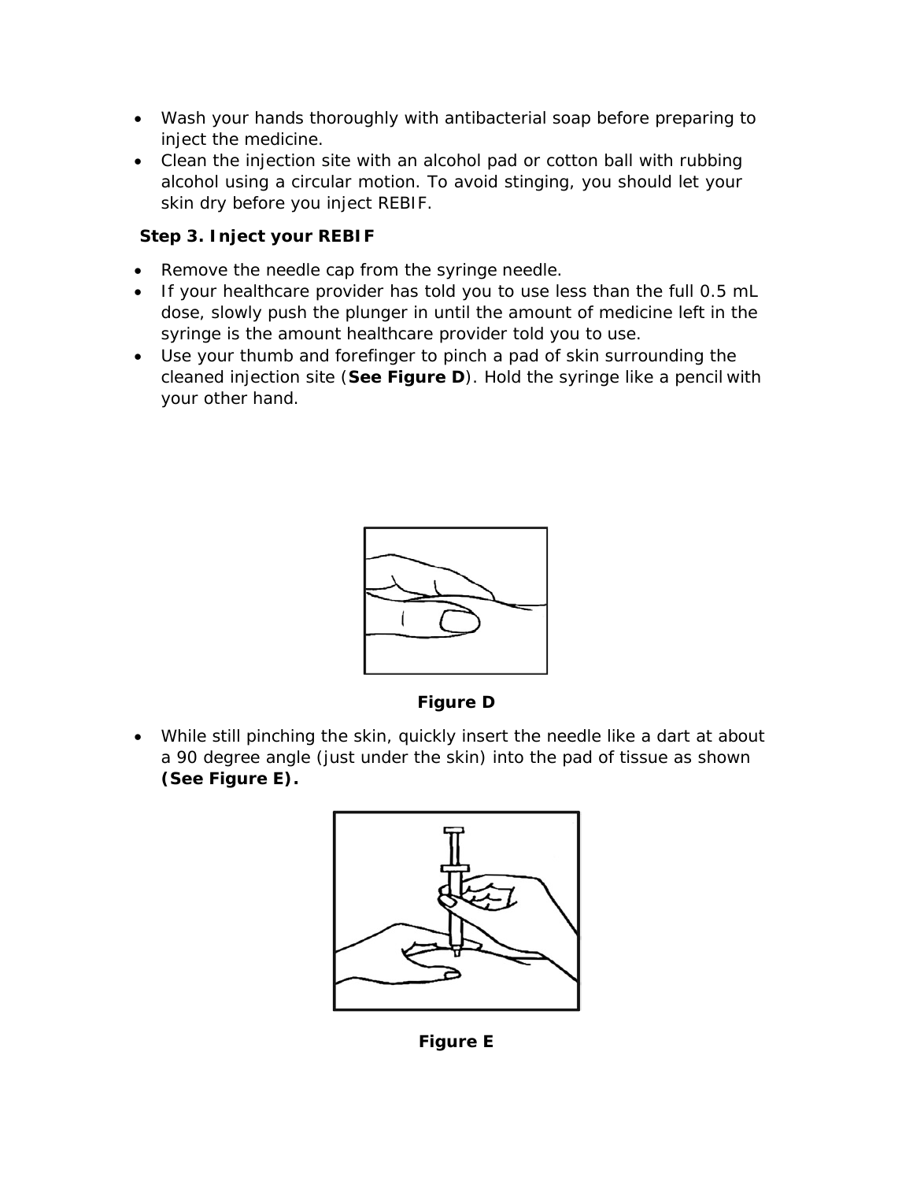- Wash your hands thoroughly with antibacterial soap before preparing to inject the medicine.
- Clean the injection site with an alcohol pad or cotton ball with rubbing alcohol using a circular motion. To avoid stinging, you should let your skin dry before you inject REBIF.

**Step 3. Inject your REBIF**

- Remove the needle cap from the syringe needle.
- If your healthcare provider has told you to use less than the full 0.5 mL dose, slowly push the plunger in until the amount of medicine left in the syringe is the amount healthcare provider told you to use.
- Use your thumb and forefinger to pinch a pad of skin surrounding the cleaned injection site (**See Figure D**). Hold the syringe like a pencil with your other hand.

**Figure D**

- While still pinching the skin, quickly insert the needle like a dart at about a 90 degree angle (just under the skin) into the pad of tissue as shown **(See Figure E).**

**Figure E**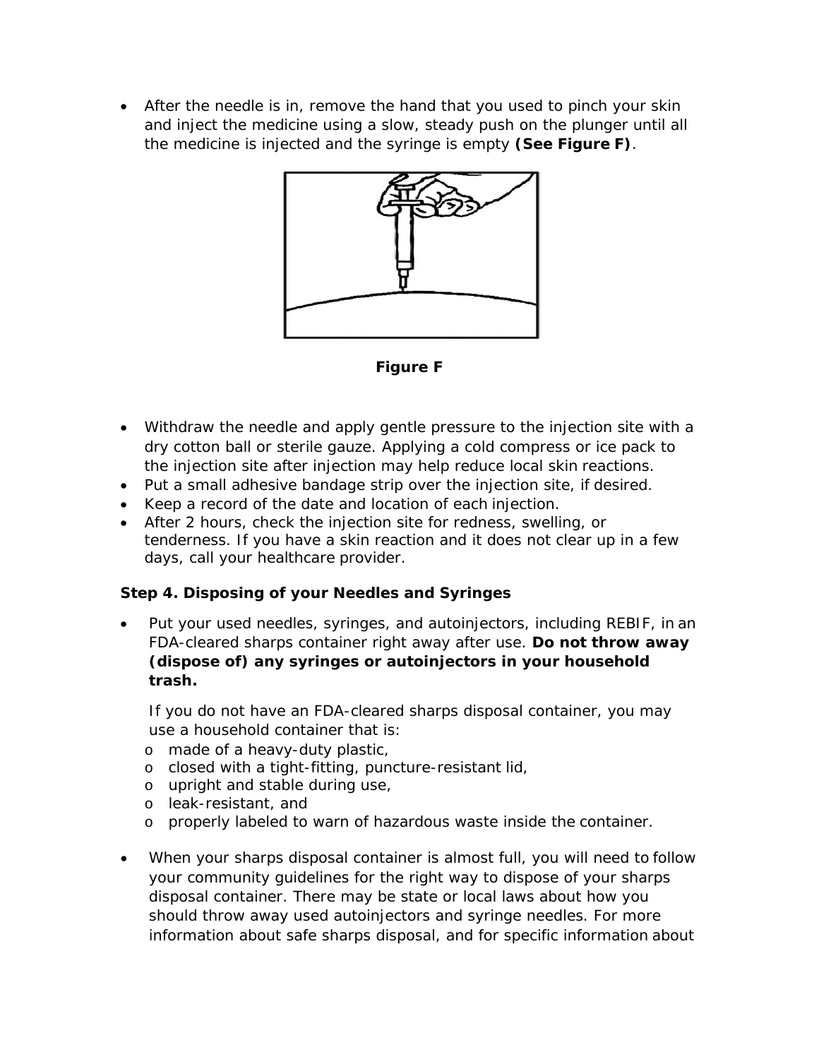- After the needle is in, remove the hand that you used to pinch your skin and inject the medicine using a slow, steady push on the plunger until all the medicine is injected and the syringe is empty **(See Figure F)**.

**Figure F**

- Withdraw the needle and apply gentle pressure to the injection site with a dry cotton ball or sterile gauze. Applying a cold compress or ice pack to the injection site after injection may help reduce local skin reactions.
- Put a small adhesive bandage strip over the injection site, if desired.
- Keep a record of the date and location of each injection.
- After 2 hours, check the injection site for redness, swelling, or tenderness. If you have a skin reaction and it does not clear up in a few days, call your healthcare provider.

**Step 4. Disposing of your Needles and Syringes**

- Put your used needles, syringes, and autoinjectors, including REBIF, in an FDA-cleared sharps container right away after use. **Do not throw away (dispose of) any syringes or autoinjectors in your household trash.**

  If you do not have an FDA-cleared sharps disposal container, you may use a household container that is:
  - made of a heavy-duty plastic,
  - closed with a tight-fitting, puncture-resistant lid,
  - upright and stable during use,
  - leak-resistant, and
  - properly labeled to warn of hazardous waste inside the container.

- When your sharps disposal container is almost full, you will need to follow your community guidelines for the right way to dispose of your sharps disposal container. There may be state or local laws about how you should throw away used autoinjectors and syringe needles. For more information about safe sharps disposal, and for specific information about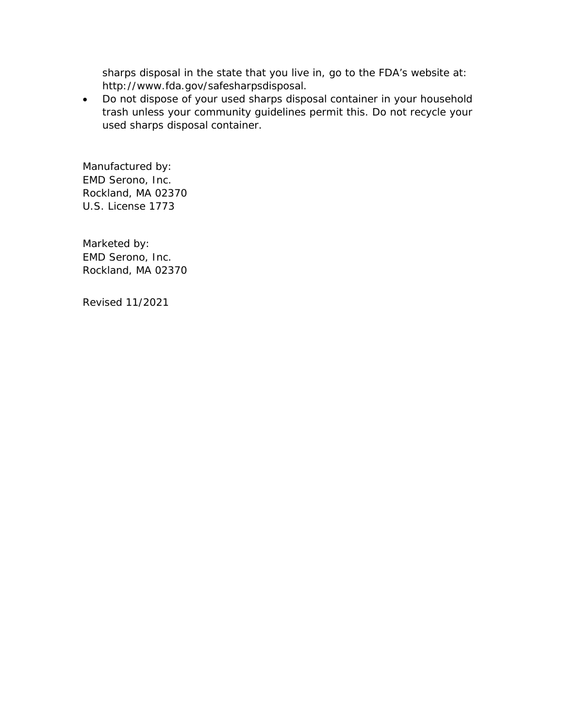sharps disposal in the state that you live in, go to the FDA's website at: http://www.fda.gov/safesharpsdisposal.

- Do not dispose of your used sharps disposal container in your household trash unless your community guidelines permit this. Do not recycle your used sharps disposal container.

Manufactured by:
EMD Serono, Inc.
Rockland, MA 02370
U.S. License 1773

Marketed by:
EMD Serono, Inc.
Rockland, MA 02370

Revised 11/2021